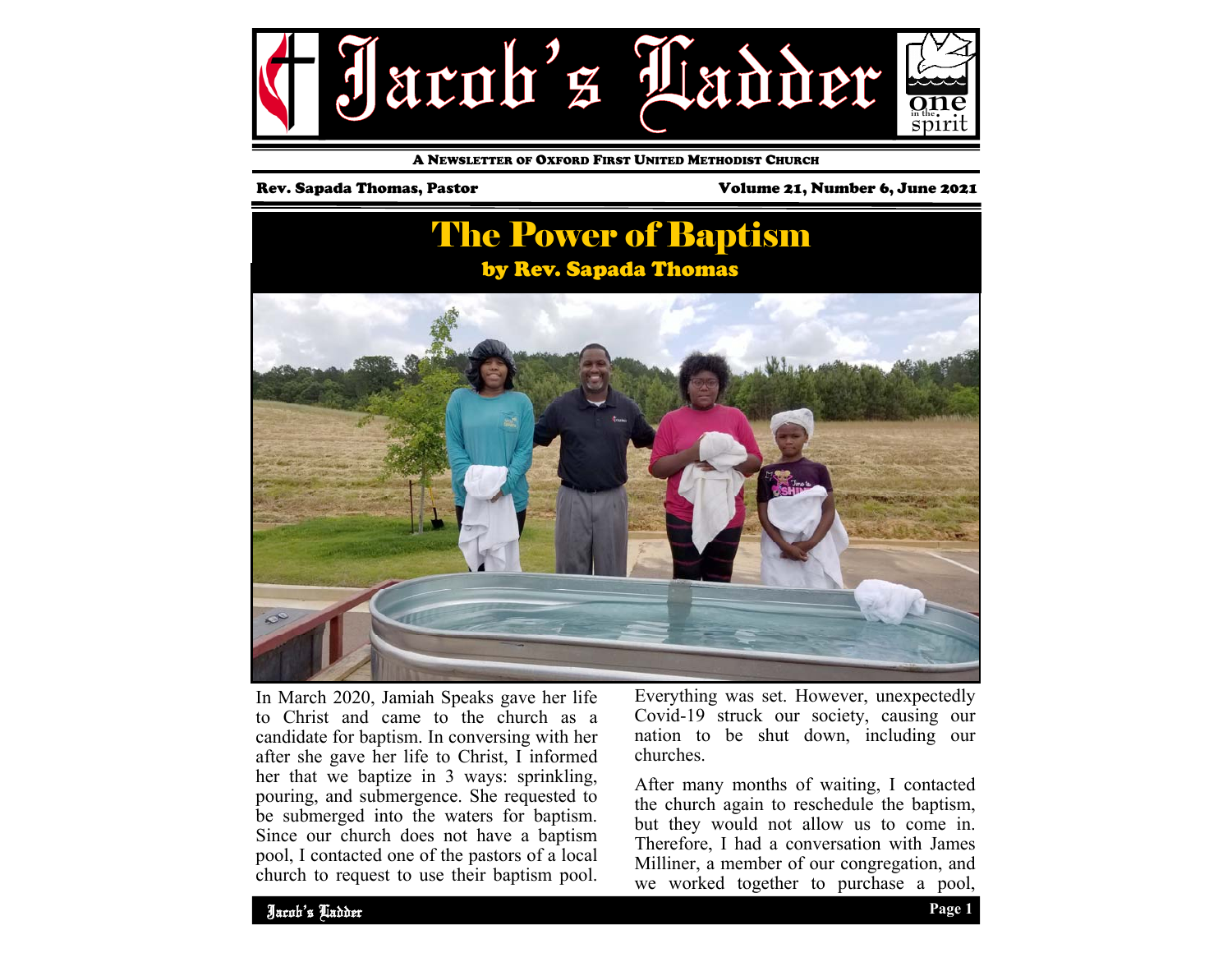# Jacob's Ladder

A Newsletter of Oxford First United Methodist Church

Rev. Sapada Thomas, Pastor

Volume 21, Number 6, June 2021

## The Power of Baptism

### by Rev. Sapada Thomas

In March 2020, Jamiah Speaks gave her life to Christ and came to the church as a candidate for baptism. In conversing with her after she gave her life to Christ, I informed her that we baptize in 3 ways: sprinkling, pouring, and submergence. She requested to be submerged into the waters for baptism. Since our church does not have a baptism pool, I contacted one of the pastors of a local church to request to use their baptism pool. Everything was set. However, unexpectedly Covid-19 struck our society, causing our nation to be shut down, including our churches.

After many months of waiting, I contacted the church again to reschedule the baptism, but they would not allow us to come in. Therefore, I had a conversation with James Milliner, a member of our congregation, and we worked together to purchase a pool,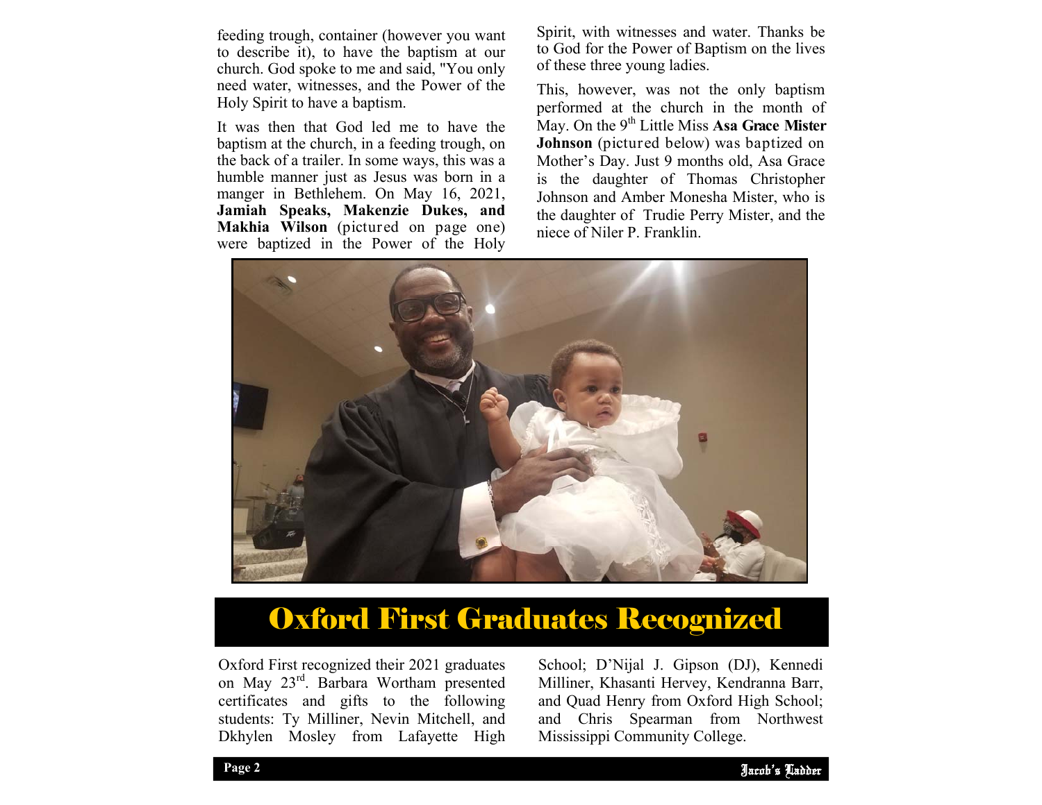feeding trough, container (however you want to describe it), to have the baptism at our church. God spoke to me and said, "You only need water, witnesses, and the Power of the Holy Spirit to have a baptism.

It was then that God led me to have the baptism at the church, in a feeding trough, on the back of a trailer. In some ways, this was a humble manner just as Jesus was born in a manger in Bethlehem. On May 16, 2021, **Jamiah Speaks, Makenzie Dukes, and Makhia Wilson** (pictured on page one) were baptized in the Power of the Holy Spirit, with witnesses and water. Thanks be to God for the Power of Baptism on the lives of these three young ladies.

This, however, was not the only baptism performed at the church in the month of May. On the 9th Little Miss **Asa Grace Mister Johnson** (pictured below) was baptized on Mother's Day. Just 9 months old, Asa Grace is the daughter of Thomas Christopher Johnson and Amber Monesha Mister, who is the daughter of Trudie Perry Mister, and the niece of Niler P. Franklin.

## Oxford First Graduates Recognized

Oxford First recognized their 2021 graduates on May 23rd. Barbara Wortham presented certificates and gifts to the following students: Ty Milliner, Nevin Mitchell, and Dkhylen Mosley from Lafayette High School; D'Nijal J. Gipson (DJ), Kennedi Milliner, Khasanti Hervey, Kendranna Barr, and Quad Henry from Oxford High School; and Chris Spearman from Northwest Mississippi Community College.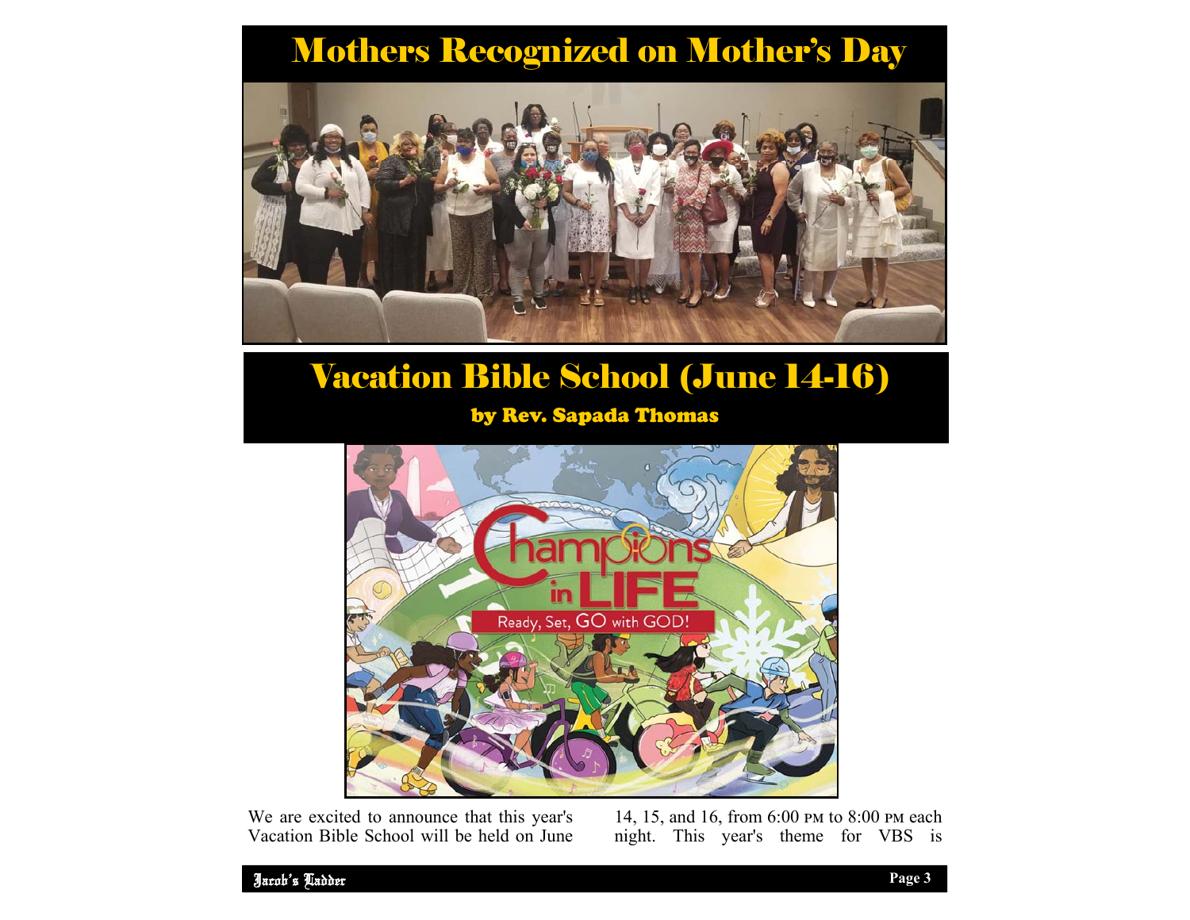# Mothers Recognized on Mother's Day

# Vacation Bible School (June 14-16)

### by Rev. Sapada Thomas

We are excited to announce that this year's Vacation Bible School will be held on June 14, 15, and 16, from 6:00 PM to 8:00 PM each night. This year's theme for VBS is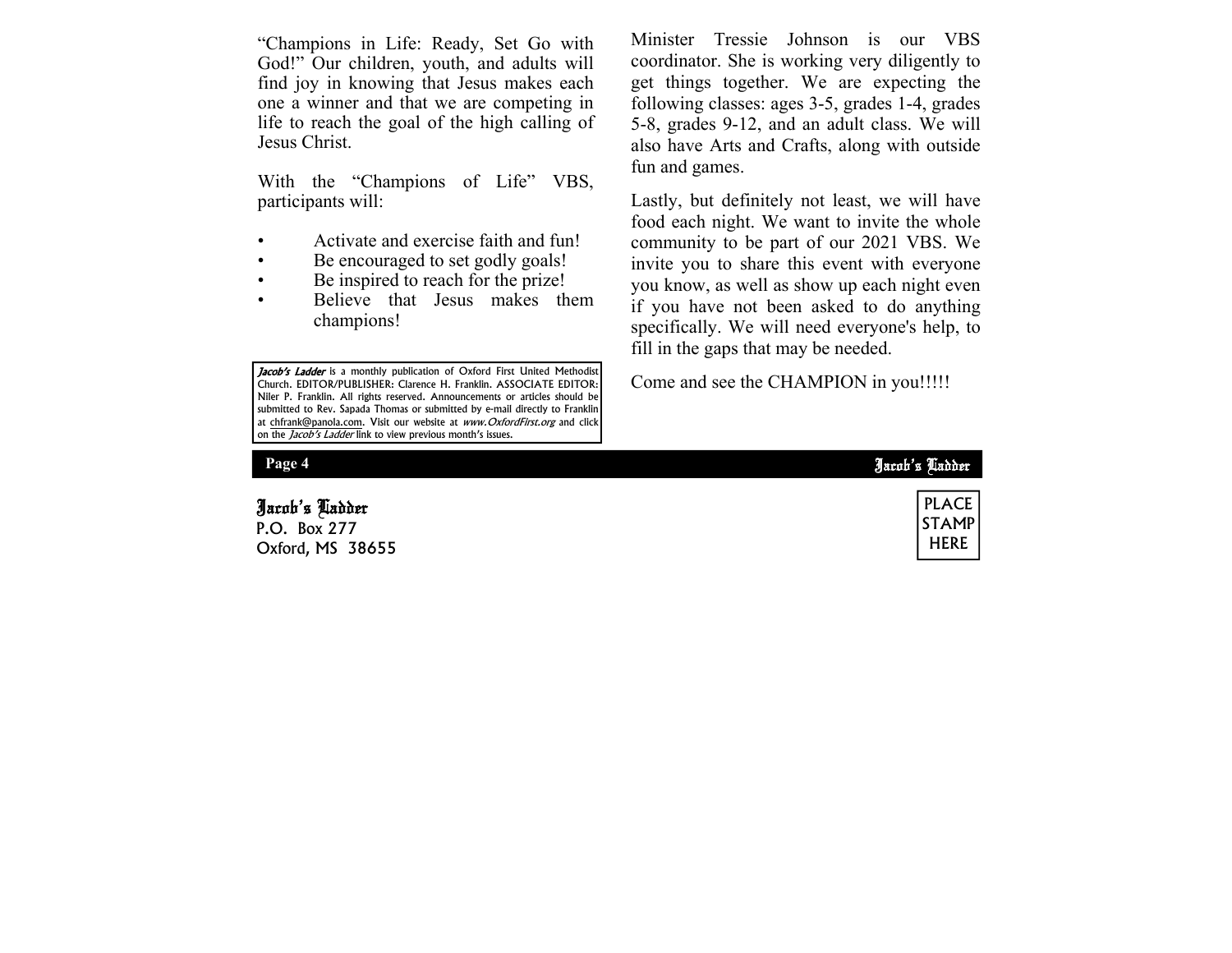"Champions in Life: Ready, Set Go with God!" Our children, youth, and adults will find joy in knowing that Jesus makes each one a winner and that we are competing in life to reach the goal of the high calling of Jesus Christ.

With the "Champions of Life" VBS, participants will:

- Activate and exercise faith and fun!
- Be encouraged to set godly goals!
- Be inspired to reach for the prize!
- Believe that Jesus makes them champions!

*Jacob's Ladder* is a monthly publication of Oxford First United Methodist Church. EDITOR/PUBLISHER: Clarence H. Franklin. ASSOCIATE EDITOR: Niler P. Franklin. All rights reserved. Announcements or articles should be submitted to Rev. Sapada Thomas or submitted by e-mail directly to Franklin at chfrank@panola.com. Visit our website at *www.OxfordFirst.org* and click on the *Jacob's Ladder* link to view previous month's issues.

Minister Tressie Johnson is our VBS coordinator. She is working very diligently to get things together. We are expecting the following classes: ages 3-5, grades 1-4, grades 5-8, grades 9-12, and an adult class. We will also have Arts and Crafts, along with outside fun and games.

Lastly, but definitely not least, we will have food each night. We want to invite the whole community to be part of our 2021 VBS. We invite you to share this event with everyone you know, as well as show up each night even if you have not been asked to do anything specifically. We will need everyone's help, to fill in the gaps that may be needed.

Come and see the CHAMPION in you!!!!!

Jacob's Ladder
P.O. Box 277
Oxford, MS 38655

PLACE STAMP HERE